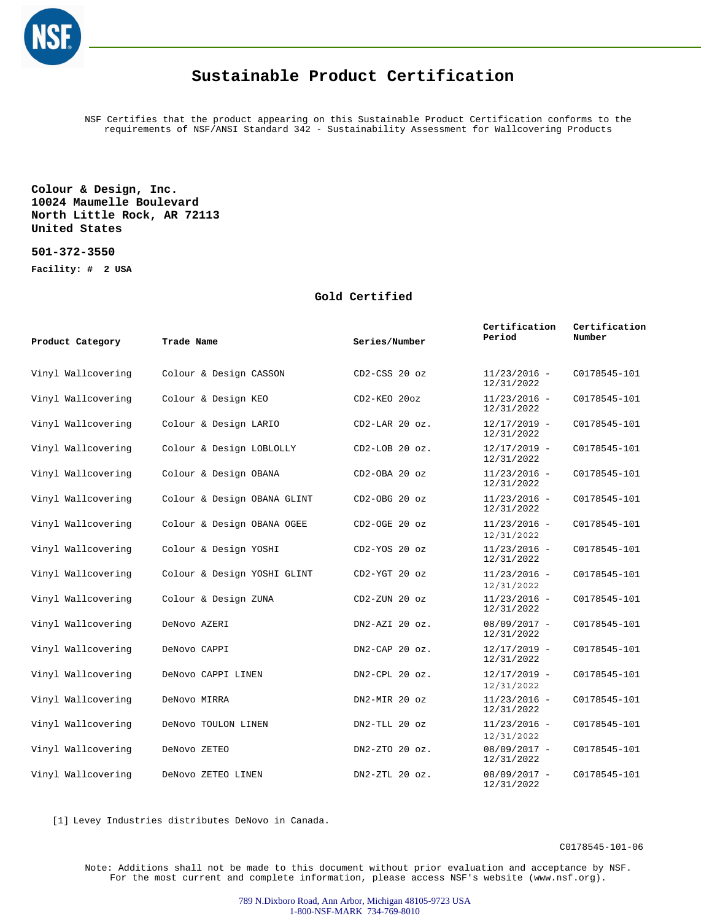# Sustainable Product Certification

NSF Certifies that the product appearing on this Sustainable Product Certification conforms to the requirements of NSF/ANSI Standard 342 - Sustainability Assessment for Wallcovering Products

**Colour & Design, Inc.**
**10024 Maumelle Boulevard**
**North Little Rock, AR 72113**
**United States**

**501-372-3550**

**Facility: # 2 USA**

## Gold Certified

| Product Category | Trade Name | Series/Number | Certification Period | Certification Number |
|---|---|---|---|---|
| Vinyl Wallcovering | Colour & Design CASSON | CD2-CSS 20 oz | 11/23/2016 - 12/31/2022 | C0178545-101 |
| Vinyl Wallcovering | Colour & Design KEO | CD2-KEO 20oz | 11/23/2016 - 12/31/2022 | C0178545-101 |
| Vinyl Wallcovering | Colour & Design LARIO | CD2-LAR 20 oz. | 12/17/2019 - 12/31/2022 | C0178545-101 |
| Vinyl Wallcovering | Colour & Design LOBLOLLY | CD2-LOB 20 oz. | 12/17/2019 - 12/31/2022 | C0178545-101 |
| Vinyl Wallcovering | Colour & Design OBANA | CD2-OBA 20 oz | 11/23/2016 - 12/31/2022 | C0178545-101 |
| Vinyl Wallcovering | Colour & Design OBANA GLINT | CD2-OBG 20 oz | 11/23/2016 - 12/31/2022 | C0178545-101 |
| Vinyl Wallcovering | Colour & Design OBANA OGEE | CD2-OGE 20 oz | 11/23/2016 - 12/31/2022 | C0178545-101 |
| Vinyl Wallcovering | Colour & Design YOSHI | CD2-YOS 20 oz | 11/23/2016 - 12/31/2022 | C0178545-101 |
| Vinyl Wallcovering | Colour & Design YOSHI GLINT | CD2-YGT 20 oz | 11/23/2016 - 12/31/2022 | C0178545-101 |
| Vinyl Wallcovering | Colour & Design ZUNA | CD2-ZUN 20 oz | 11/23/2016 - 12/31/2022 | C0178545-101 |
| Vinyl Wallcovering | DeNovo AZERI | DN2-AZI 20 oz. | 08/09/2017 - 12/31/2022 | C0178545-101 |
| Vinyl Wallcovering | DeNovo CAPPI | DN2-CAP 20 oz. | 12/17/2019 - 12/31/2022 | C0178545-101 |
| Vinyl Wallcovering | DeNovo CAPPI LINEN | DN2-CPL 20 oz. | 12/17/2019 - 12/31/2022 | C0178545-101 |
| Vinyl Wallcovering | DeNovo MIRRA | DN2-MIR 20 oz | 11/23/2016 - 12/31/2022 | C0178545-101 |
| Vinyl Wallcovering | DeNovo TOULON LINEN | DN2-TLL 20 oz | 11/23/2016 - 12/31/2022 | C0178545-101 |
| Vinyl Wallcovering | DeNovo ZETEO | DN2-ZTO 20 oz. | 08/09/2017 - 12/31/2022 | C0178545-101 |
| Vinyl Wallcovering | DeNovo ZETEO LINEN | DN2-ZTL 20 oz. | 08/09/2017 - 12/31/2022 | C0178545-101 |

[1] Levey Industries distributes DeNovo in Canada.

C0178545-101-06

Note: Additions shall not be made to this document without prior evaluation and acceptance by NSF. For the most current and complete information, please access NSF's website (www.nsf.org).

789 N.Dixboro Road, Ann Arbor, Michigan 48105-9723 USA
1-800-NSF-MARK 734-769-8010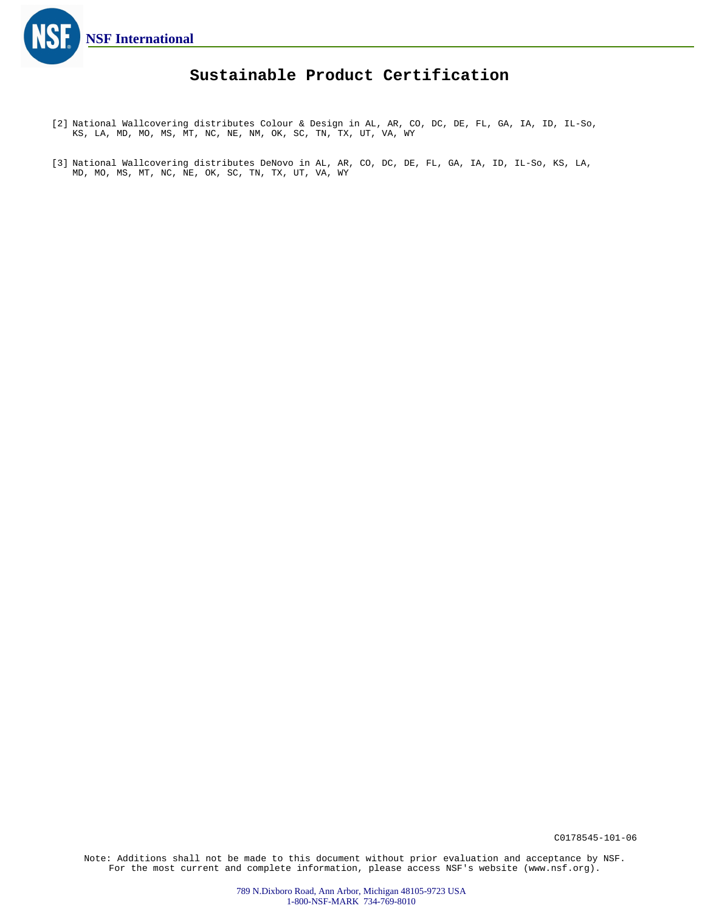# Sustainable Product Certification

[2] National Wallcovering distributes Colour & Design in AL, AR, CO, DC, DE, FL, GA, IA, ID, IL-So, KS, LA, MD, MO, MS, MT, NC, NE, NM, OK, SC, TN, TX, UT, VA, WY

[3] National Wallcovering distributes DeNovo in AL, AR, CO, DC, DE, FL, GA, IA, ID, IL-So, KS, LA, MD, MO, MS, MT, NC, NE, OK, SC, TN, TX, UT, VA, WY

C0178545-101-06

Note: Additions shall not be made to this document without prior evaluation and acceptance by NSF. For the most current and complete information, please access NSF's website (www.nsf.org).